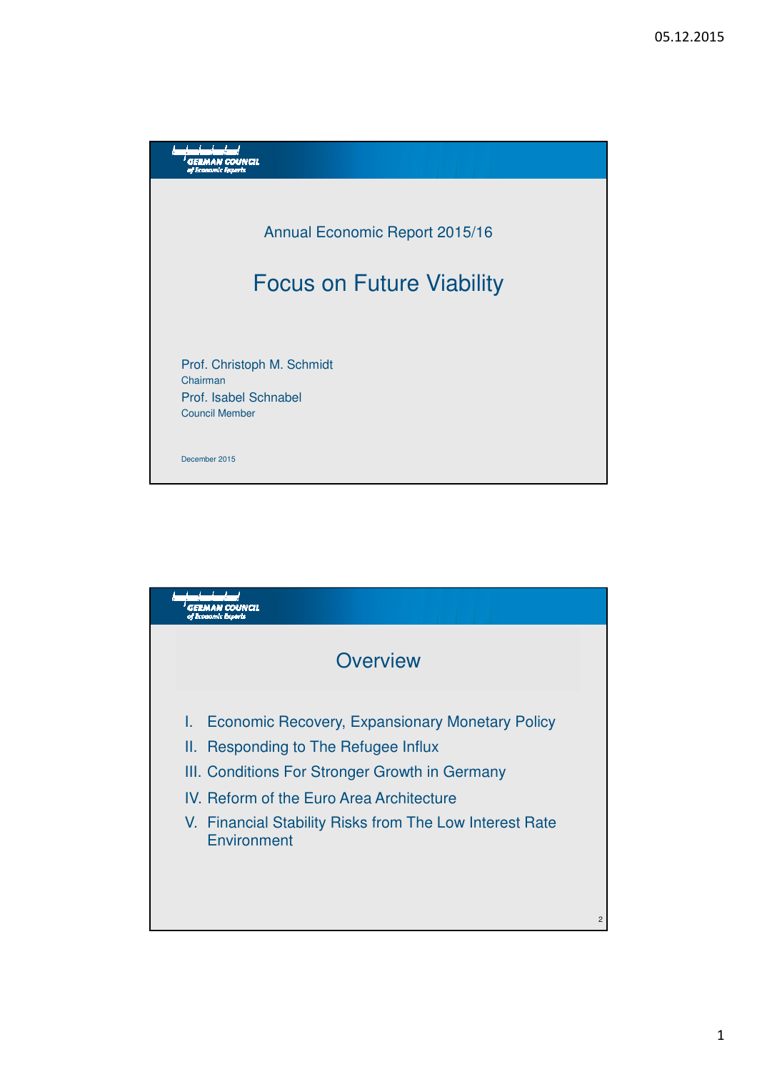GERMAN COUNCIL of Economic Experts

Annual Economic Report 2015/16

# Focus on Future Viability

Prof. Christoph M. Schmidt
Chairman

Prof. Isabel Schnabel
Council Member

December 2015

GERMAN COUNCIL of Economic Experts

## Overview

I. Economic Recovery, Expansionary Monetary Policy
II. Responding to The Refugee Influx
III. Conditions For Stronger Growth in Germany
IV. Reform of the Euro Area Architecture
V. Financial Stability Risks from The Low Interest Rate Environment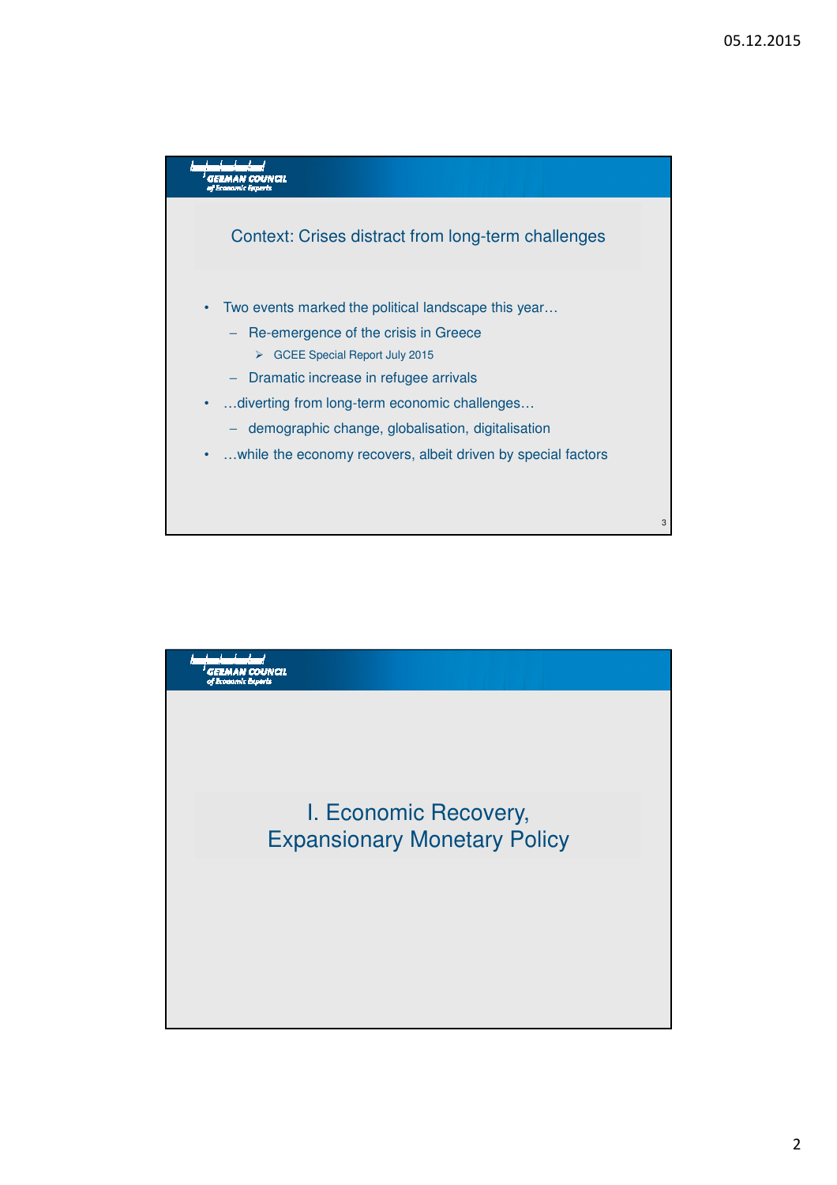## Context: Crises distract from long-term challenges

- Two events marked the political landscape this year…
  - Re-emergence of the crisis in Greece
    - GCEE Special Report July 2015
  - Dramatic increase in refugee arrivals
- …diverting from long-term economic challenges…
  - demographic change, globalisation, digitalisation
- …while the economy recovers, albeit driven by special factors

# I. Economic Recovery, Expansionary Monetary Policy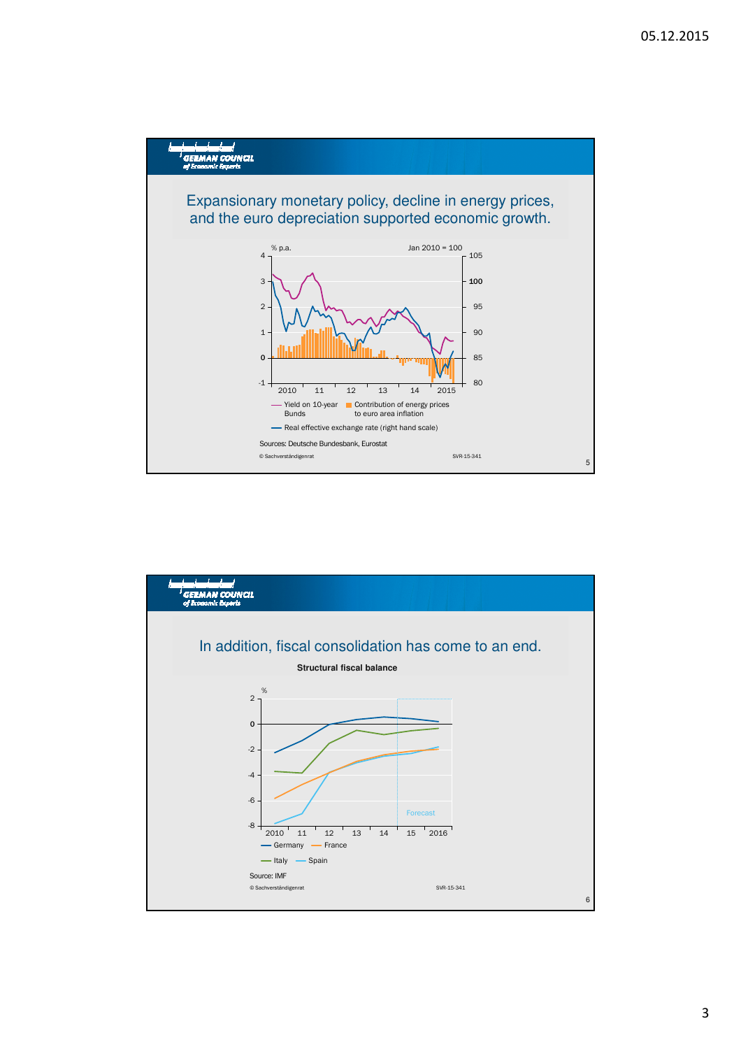GERMAN COUNCIL
of Economic Experts

## Expansionary monetary policy, decline in energy prices, and the euro depreciation supported economic growth.

% p.a. — Jan 2010 = 100

- Yield on 10-year Bunds
- Contribution of energy prices to euro area inflation
- Real effective exchange rate (right hand scale)

Sources: Deutsche Bundesbank, Eurostat

© Sachverständigenrat — SVR-15-341

GERMAN COUNCIL
of Economic Experts

## In addition, fiscal consolidation has come to an end.

**Structural fiscal balance**

- Germany
- France
- Italy
- Spain

Forecast

Source: IMF

© Sachverständigenrat — SVR-15-341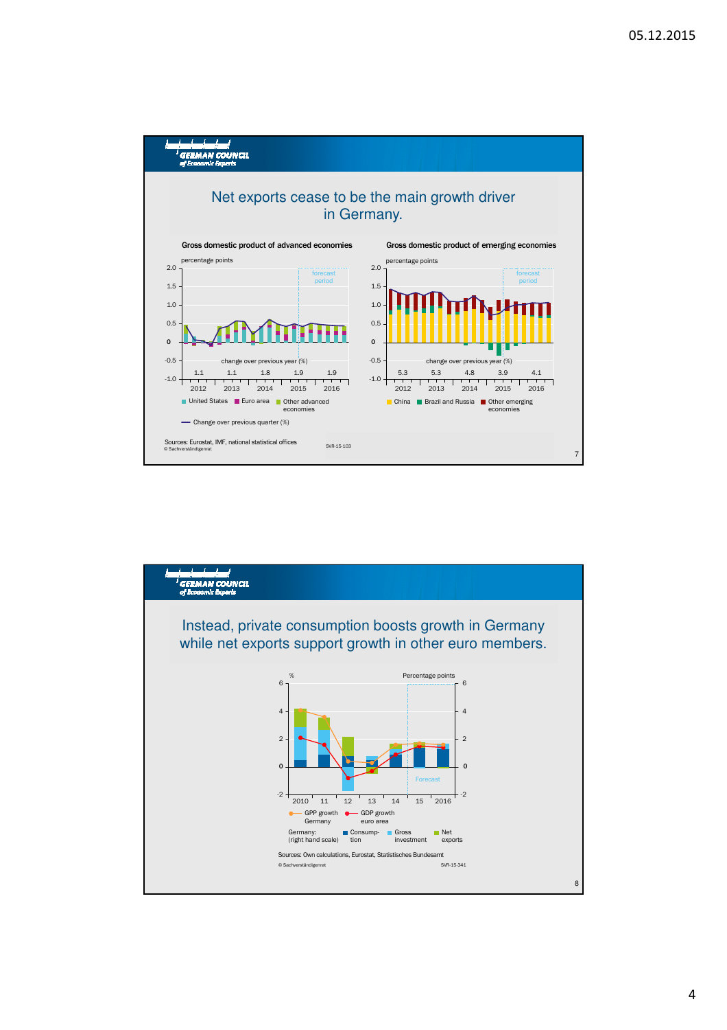## Net exports cease to be the main growth driver in Germany.

**Gross domestic product of advanced economies**

percentage points

forecast period

change over previous year (%): 2012: 1.1, 2013: 1.1, 2014: 1.8, 2015: 1.9, 2016: 1.9

United States | Euro area | Other advanced economies

Change over previous quarter (%)

**Gross domestic product of emerging economies**

percentage points

forecast period

change over previous year (%): 2012: 5.3, 2013: 5.3, 2014: 4.8, 2015: 3.9, 2016: 4.1

China | Brazil and Russia | Other emerging economies

Sources: Eurostat, IMF, national statistical offices

© Sachverständigenrat SVR-15-103

## Instead, private consumption boosts growth in Germany while net exports support growth in other euro members.

% | Percentage points

Forecast

GPP growth Germany | GDP growth euro area

Germany: (right hand scale) Consumption | Gross investment | Net exports

Sources: Own calculations, Eurostat, Statistisches Bundesamt

© Sachverständigenrat SVR-15-341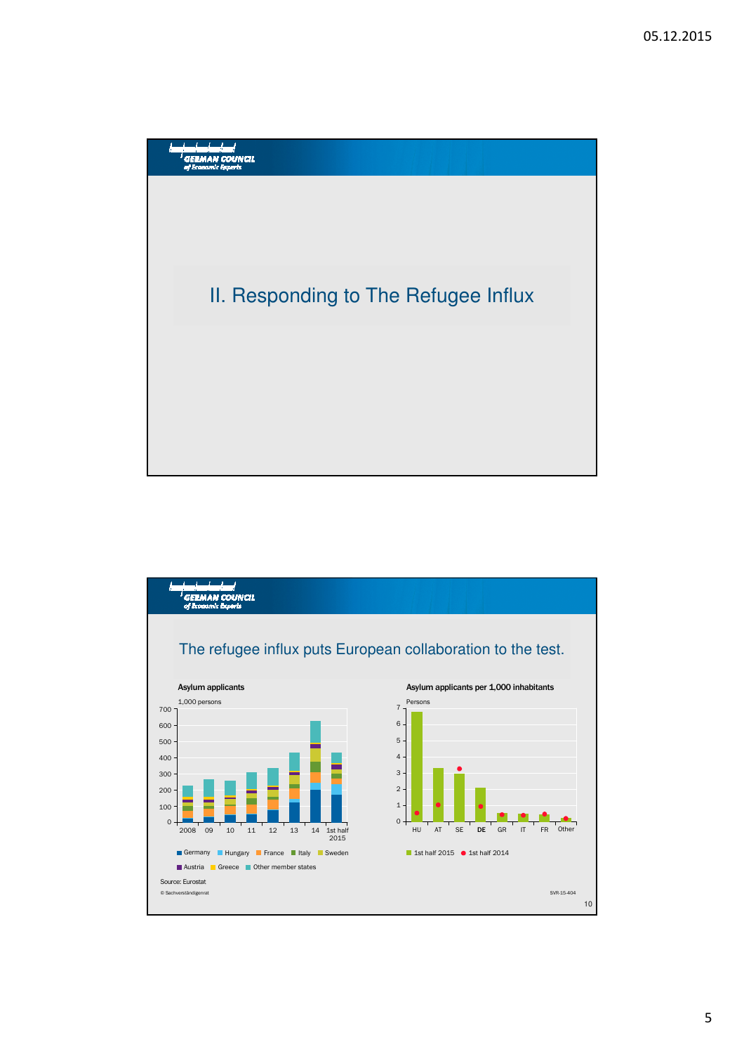## II. Responding to The Refugee Influx

## The refugee influx puts European collaboration to the test.

**Asylum applicants**

1,000 persons

Germany, Hungary, France, Italy, Sweden, Austria, Greece, Other member states

2008, 09, 10, 11, 12, 13, 14, 1st half 2015

**Asylum applicants per 1,000 inhabitants**

Persons

HU, AT, SE, DE, GR, IT, FR, Other

1st half 2015 · 1st half 2014

Source: Eurostat

© Sachverständigenrat

SVR-15-404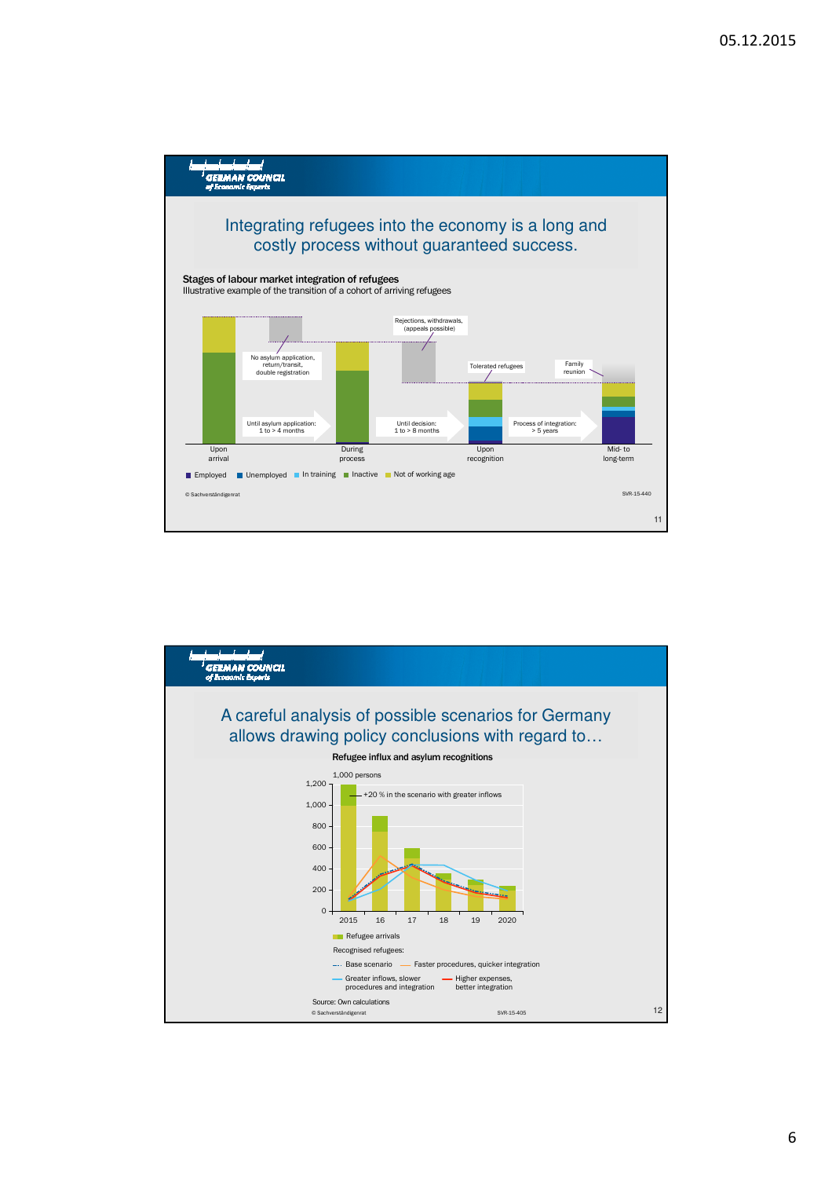## Integrating refugees into the economy is a long and costly process without guaranteed success.

**Stages of labour market integration of refugees**
Illustrative example of the transition of a cohort of arriving refugees

- Upon arrival
- Until asylum application: 1 to > 4 months
- No asylum application, return/transit, double registration
- During process
- Until decision: 1 to > 8 months
- Rejections, withdrawals, (appeals possible)
- Upon recognition
- Tolerated refugees
- Process of integration: > 5 years
- Family reunion
- Mid- to long-term

Legend: Employed, Unemployed, In training, Inactive, Not of working age

© Sachverständigenrat — SVR-15-440

## A careful analysis of possible scenarios for Germany allows drawing policy conclusions with regard to…

**Refugee influx and asylum recognitions**

1,000 persons

+20 % in the scenario with greater inflows

Years: 2015, 16, 17, 18, 19, 2020

Legend:
- Refugee arrivals
- Recognised refugees:
  - Base scenario
  - Faster procedures, quicker integration
  - Greater inflows, slower procedures and integration
  - Higher expenses, better integration

Source: Own calculations

© Sachverständigenrat — SVR-15-405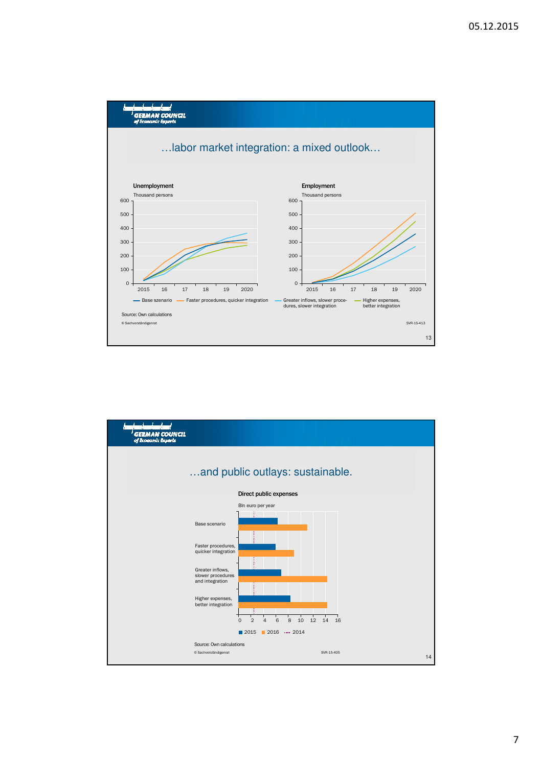## …labor market integration: a mixed outlook…

**Unemployment**

Thousand persons

**Employment**

Thousand persons

— Base szenario — Faster procedures, quicker integration — Greater inflows, slower procedures, slower integration — Higher expenses, better integration

Source: Own calculations

© Sachverständigenrat SVR-15-413

## …and public outlays: sustainable.

**Direct public expenses**

Bln euro per year

Base scenario

Faster procedures, quicker integration

Greater inflows, slower procedures and integration

Higher expenses, better integration

■ 2015 ■ 2016 ···· 2014

Source: Own calculations

© Sachverständigenrat SVR-15-405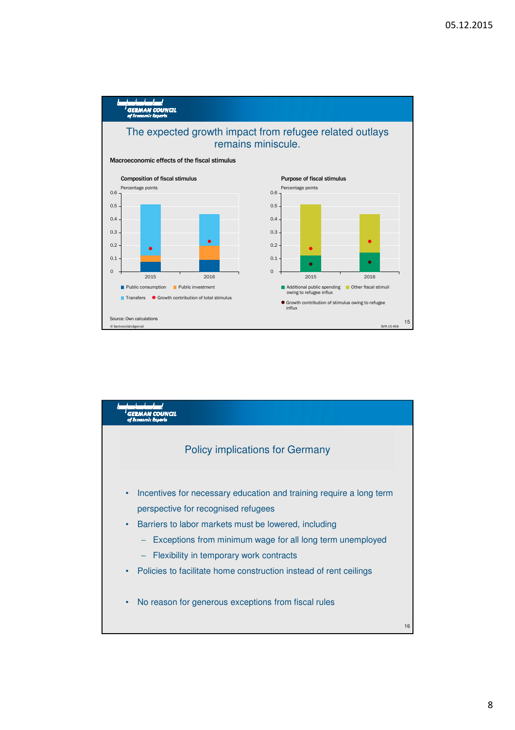## The expected growth impact from refugee related outlays remains miniscule.

**Macroeconomic effects of the fiscal stimulus**

**Composition of fiscal stimulus**

Percentage points

Legend: Public consumption; Public investment; Transfers; Growth contribution of total stimulus

**Purpose of fiscal stimulus**

Percentage points

Legend: Additional public spending owing to refugee influx; Other fiscal stimuli; Growth contribution of stimulus owing to refugee influx

Source: Own calculations

© Sachverständigenrat SVR-15-456

## Policy implications for Germany

- Incentives for necessary education and training require a long term perspective for recognised refugees
- Barriers to labor markets must be lowered, including
  - Exceptions from minimum wage for all long term unemployed
  - Flexibility in temporary work contracts
- Policies to facilitate home construction instead of rent ceilings
- No reason for generous exceptions from fiscal rules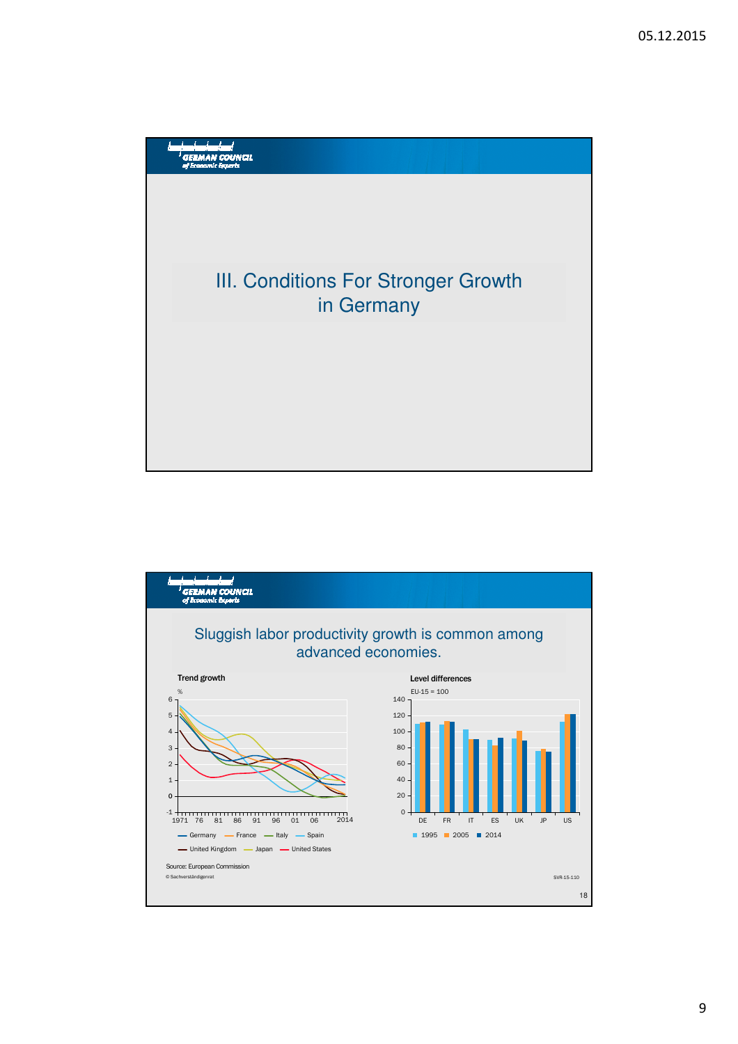GERMAN COUNCIL of Economic Experts

## III. Conditions For Stronger Growth in Germany

GERMAN COUNCIL of Economic Experts

## Sluggish labor productivity growth is common among advanced economies.

**Trend growth**

%

6
5
4
3
2
1
0
-1

1971 76 81 86 91 96 01 06 2014

Germany, France, Italy, Spain, United Kingdom, Japan, United States

**Level differences**

EU-15 = 100

140
120
100
80
60
40
20
0

DE FR IT ES UK JP US

1995, 2005, 2014

Source: European Commission

© Sachverständigenrat

SVR-15-110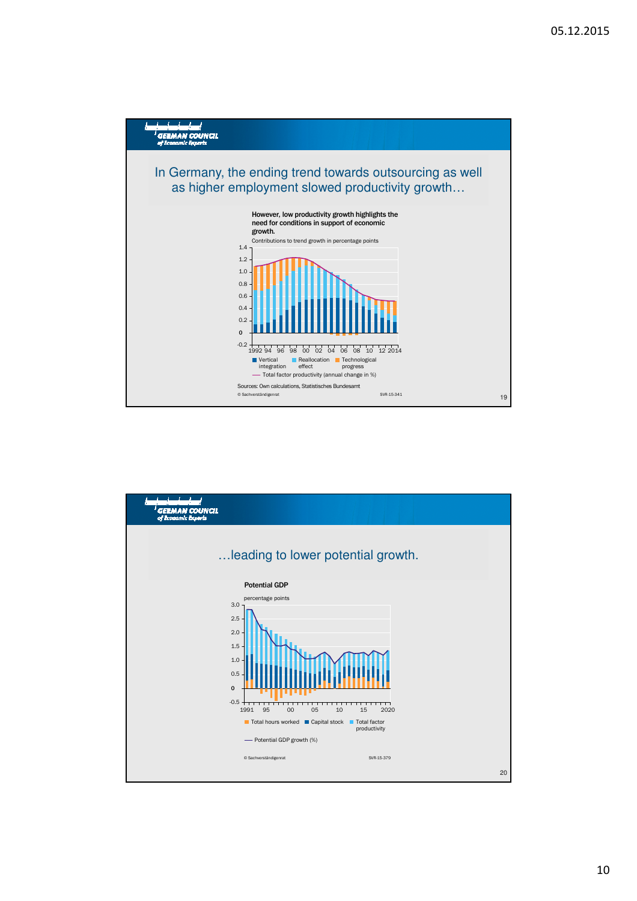## In Germany, the ending trend towards outsourcing as well as higher employment slowed productivity growth…

**However, low productivity growth highlights the need for conditions in support of economic growth.**

Contributions to trend growth in percentage points

Legend: Vertical integration; Reallocation effect; Technological progress; Total factor productivity (annual change in %)

Sources: Own calculations, Statistisches Bundesamt

© Sachverständigenrat SVR-15-341

## …leading to lower potential growth.

**Potential GDP**

percentage points

Legend: Total hours worked; Capital stock; Total factor productivity; Potential GDP growth (%)

© Sachverständigenrat SVR-15-379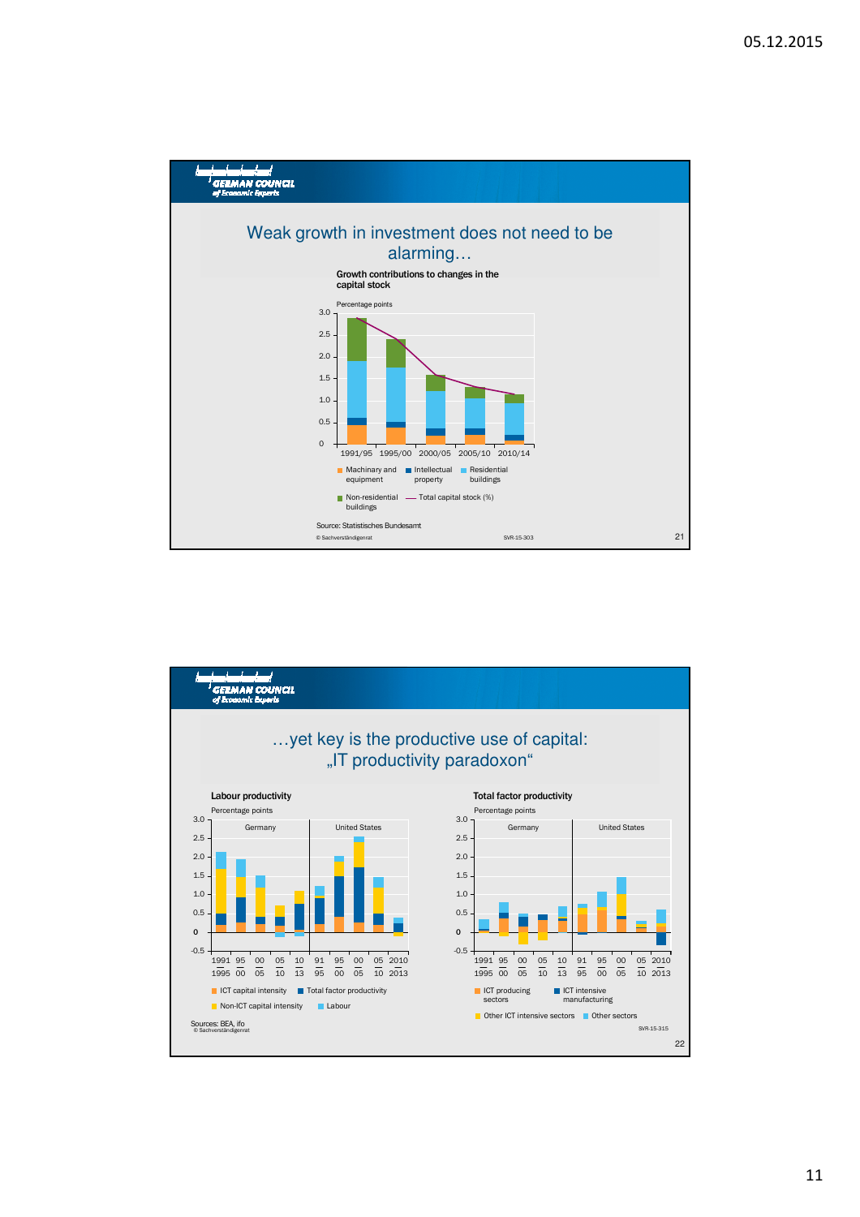## Weak growth in investment does not need to be alarming…

**Growth contributions to changes in the capital stock**

Percentage points

Legend: Machinary and equipment; Intellectual property; Residential buildings; Non-residential buildings; Total capital stock (%)

Periods: 1991/95, 1995/00, 2000/05, 2005/10, 2010/14

Source: Statistisches Bundesamt

© Sachverständigenrat SVR-15-303

## …yet key is the productive use of capital: „IT productivity paradoxon“

**Labour productivity**

Percentage points

Germany | United States

Periods: 1991–1995, 95–00, 00–05, 05–10, 10–13 (Germany); 91–95, 95–00, 00–05, 05–10, 2010–2013 (United States)

Legend: ICT capital intensity; Total factor productivity; Non-ICT capital intensity; Labour

**Total factor productivity**

Percentage points

Germany | United States

Periods: 1991–1995, 95–00, 00–05, 05–10, 10–13 (Germany); 91–95, 95–00, 00–05, 05–10, 2010–2013 (United States)

Legend: ICT producing sectors; ICT intensive manufacturing; Other ICT intensive sectors; Other sectors

Sources: BEA, ifo

© Sachverständigenrat SVR-15-315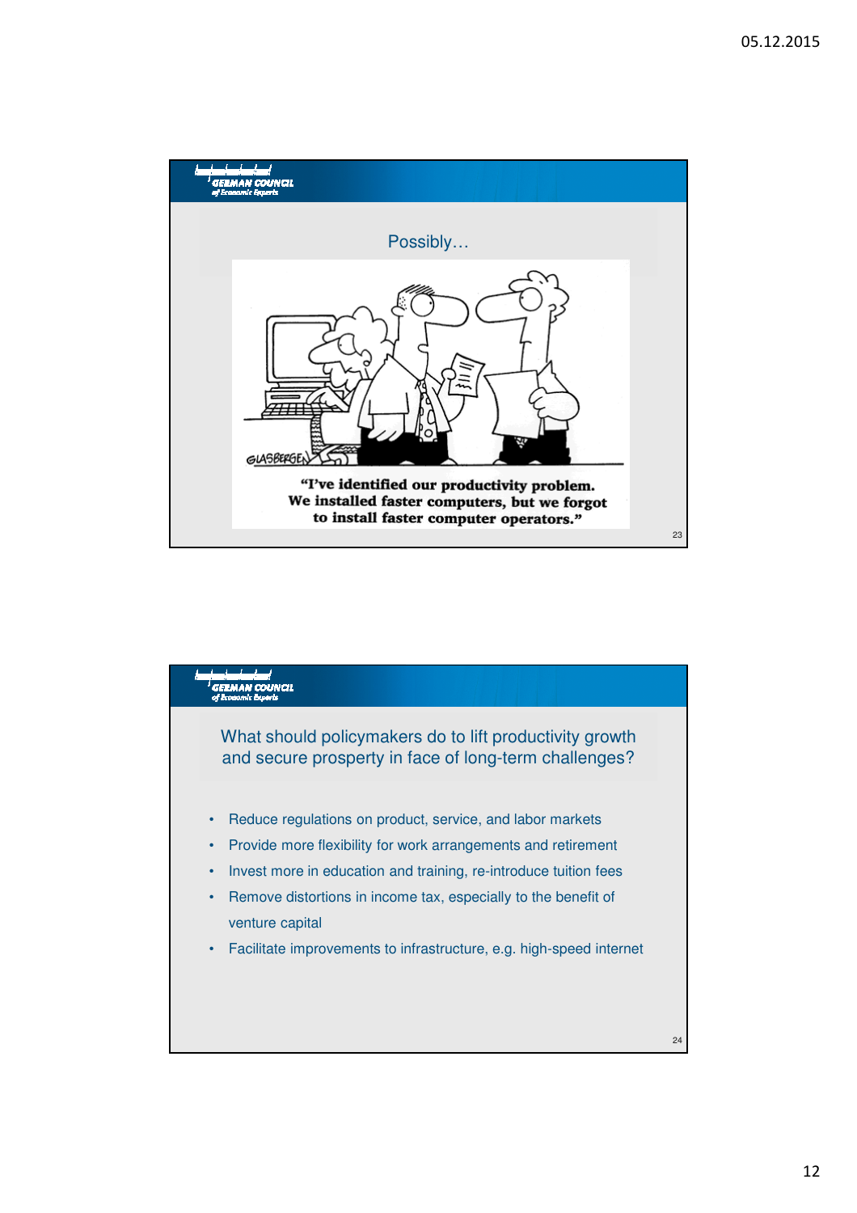## Possibly…

"I've identified our productivity problem. We installed faster computers, but we forgot to install faster computer operators."

## What should policymakers do to lift productivity growth and secure prosperity in face of long-term challenges?

- Reduce regulations on product, service, and labor markets
- Provide more flexibility for work arrangements and retirement
- Invest more in education and training, re-introduce tuition fees
- Remove distortions in income tax, especially to the benefit of venture capital
- Facilitate improvements to infrastructure, e.g. high-speed internet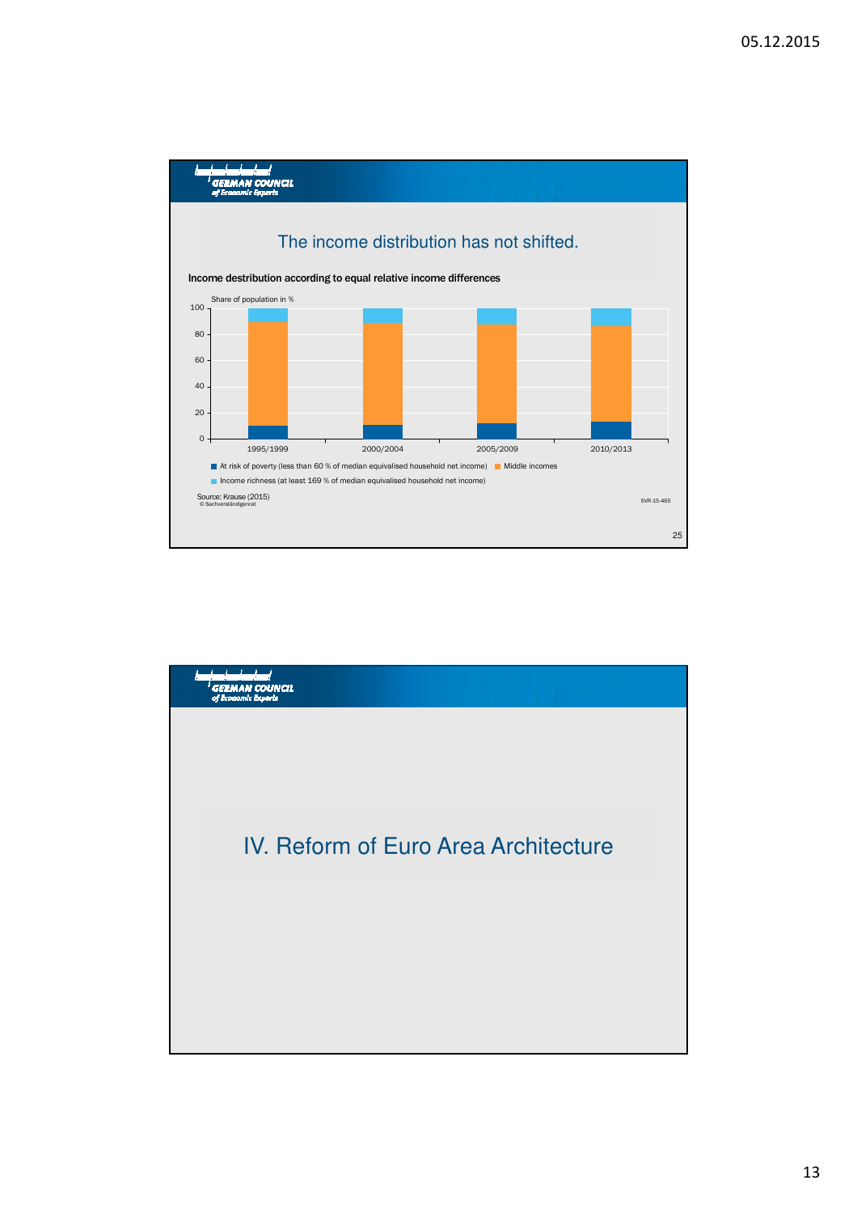GERMAN COUNCIL
of Economic Experts

## The income distribution has not shifted.

**Income destribution according to equal relative income differences**

Share of population in %

100
80
60
40
20
0

1995/1999 2000/2004 2005/2009 2010/2013

At risk of poverty (less than 60 % of median equivalised household net income)
Middle incomes
Income richness (at least 169 % of median equivalised household net income)

Source: Krause (2015)
© Sachverständigenrat

SVR-15-465

GERMAN COUNCIL
of Economic Experts

## IV. Reform of Euro Area Architecture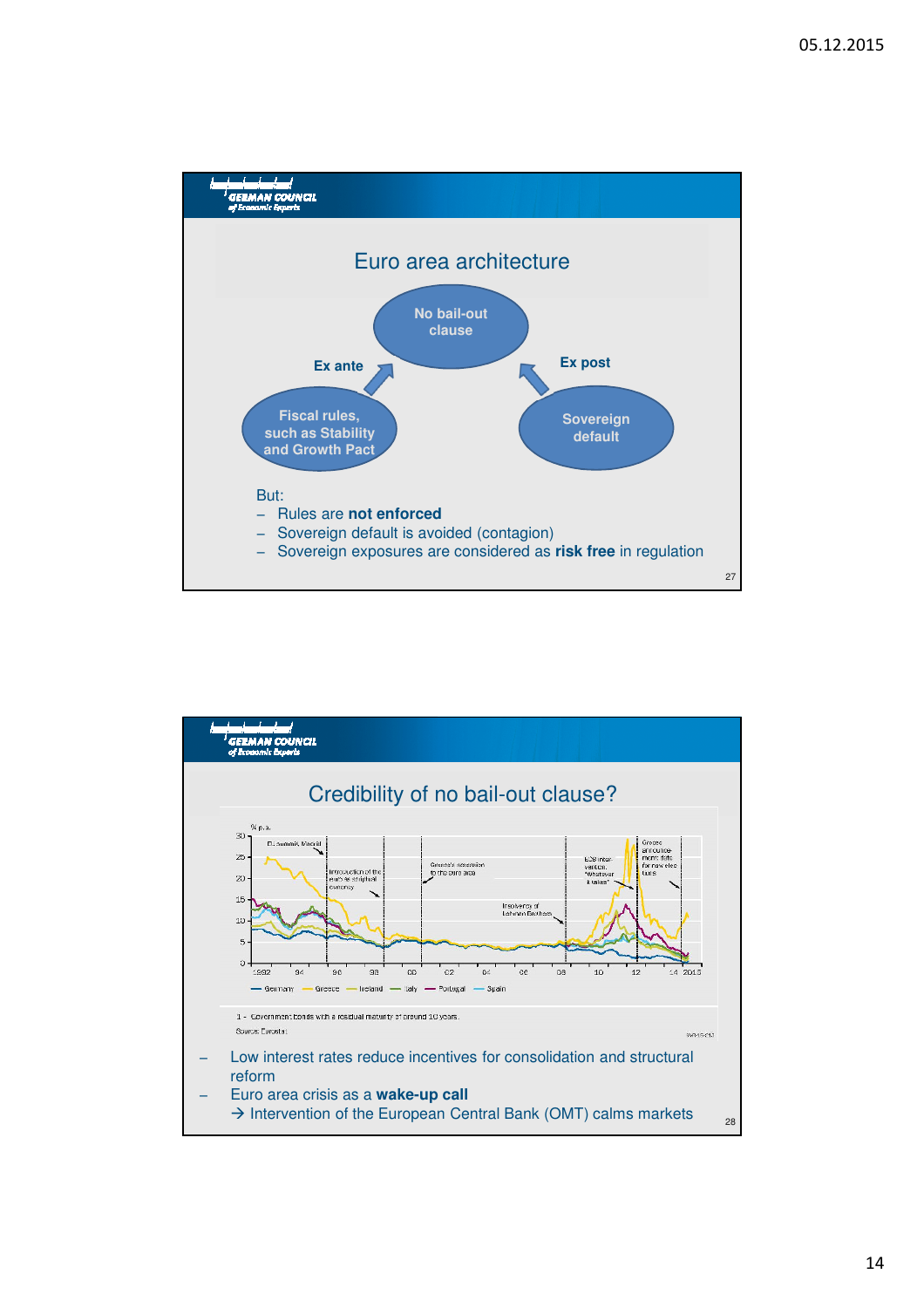## Euro area architecture

No bail-out clause

Ex ante — Fiscal rules, such as Stability and Growth Pact

Ex post — Sovereign default

But:

- Rules are **not enforced**
- Sovereign default is avoided (contagion)
- Sovereign exposures are considered as **risk free** in regulation

## Credibility of no bail-out clause?

% p.a.

EU summit, Madrid · Introduction of the euro as scriptural currency · Greece's accession to the euro area · Insolvency of Lehman Brothers · ECB intervention: "Whatever it takes" · Greece announcement: date for new elections

Germany · Greece · Ireland · Italy · Portugal · Spain

1 - Government bonds with a residual maturity of around 10 years.

Source: Eurostat

- Low interest rates reduce incentives for consolidation and structural reform
- Euro area crisis as a **wake-up call**
  → Intervention of the European Central Bank (OMT) calms markets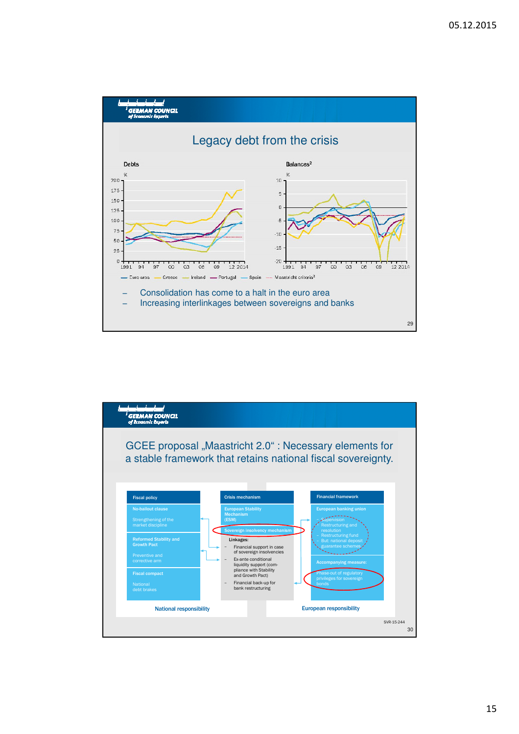## Legacy debt from the crisis

**Debts**

%

**Balances**[2]

%

— Euro area — Greece — Ireland — Portugal — Spain ···· Maastricht criteria[3]

- Consolidation has come to a halt in the euro area
- Increasing interlinkages between sovereigns and banks

## GCEE proposal „Maastricht 2.0“ : Necessary elements for a stable framework that retains national fiscal sovereignty.

| Fiscal policy | Crisis mechanism | Financial framework |
|---|---|---|
| No-bailout clause<br>Strengthening of the market discipline | European Stability Mechanism (ESM) | European banking union<br>– Supervision<br>– Restructuring and resolution<br>– Restructuring fund<br>– But: national deposit guarantee schemes |
| Reformed Stability and Growth Pact<br>Preventive and corrective arm | Sovereign insolvency mechanism | Accompanying measure:<br>Phase-out of regulatory privileges for sovereign bonds |
| Fiscal compact<br>National debt brakes | Linkages:<br>– Financial support in case of sovereign insolvencies<br>– Ex-ante conditional liquidity support (compliance with Stability and Growth Pact)<br>– Financial back-up for bank restructuring | |

National responsibility — European responsibility

SVR-15-244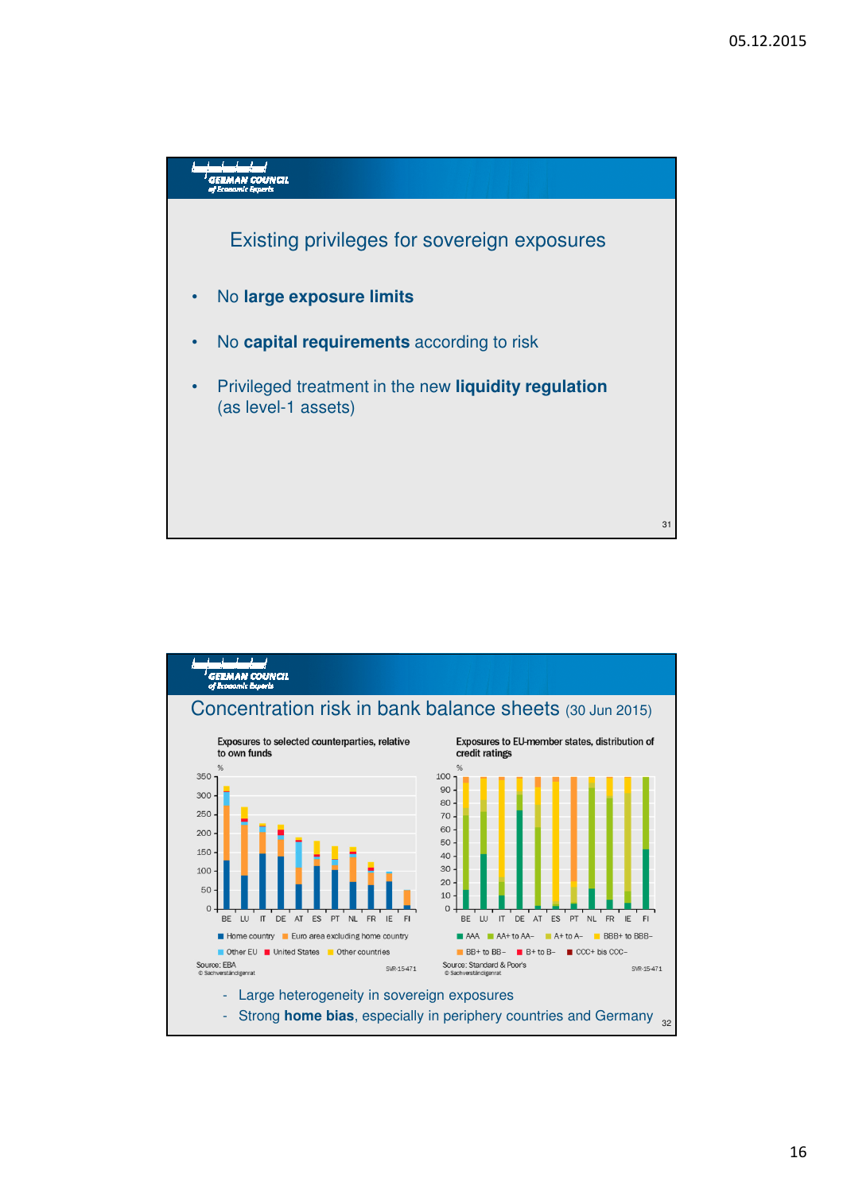GERMAN COUNCIL of Economic Experts

## Existing privileges for sovereign exposures

- No **large exposure limits**
- No **capital requirements** according to risk
- Privileged treatment in the new **liquidity regulation** (as level-1 assets)

GERMAN COUNCIL of Economic Experts

## Concentration risk in bank balance sheets (30 Jun 2015)

Exposures to selected counterparties, relative to own funds

Source: EBA

Exposures to EU-member states, distribution of credit ratings

Source: Standard & Poor's

- Large heterogeneity in sovereign exposures
- Strong **home bias**, especially in periphery countries and Germany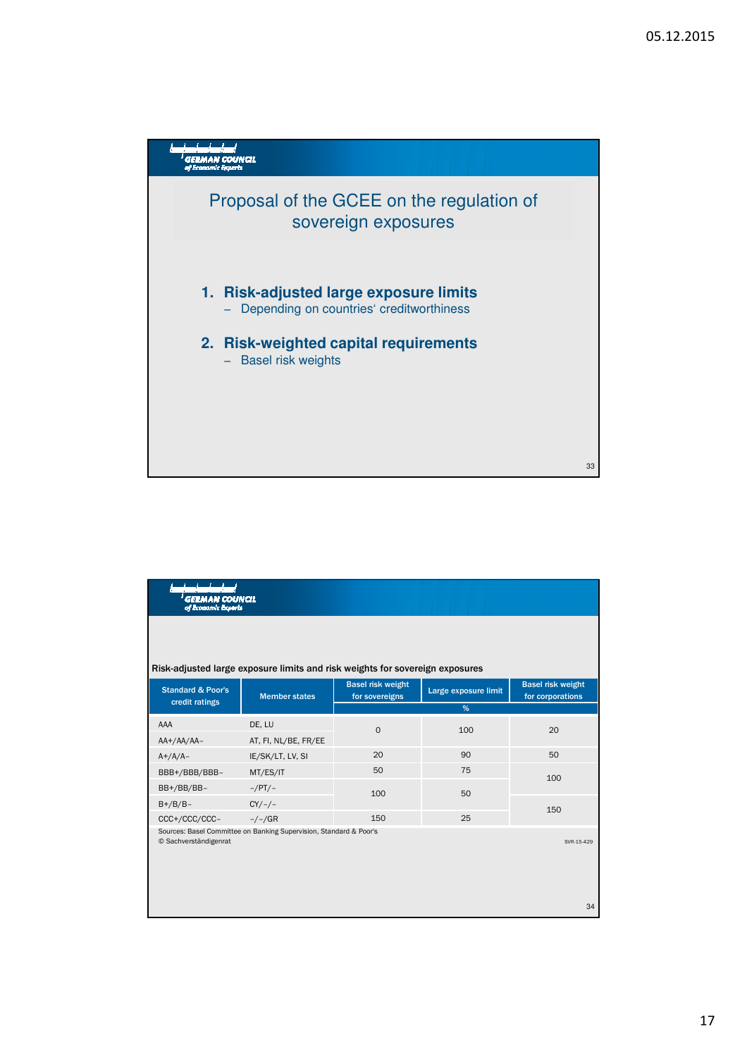# Proposal of the GCEE on the regulation of sovereign exposures

1. **Risk-adjusted large exposure limits**
   – Depending on countries' creditworthiness

2. **Risk-weighted capital requirements**
   – Basel risk weights

Risk-adjusted large exposure limits and risk weights for sovereign exposures

| Standard & Poor's credit ratings | Member states | Basel risk weight for sovereigns | Large exposure limit | Basel risk weight for corporations |
|---|---|---|---|---|
| | | % | | |
| AAA | DE, LU | 0 | 100 | 20 |
| AA+/AA/AA– | AT, FI, NL/BE, FR/EE | | | |
| A+/A/A– | IE/SK/LT, LV, SI | 20 | 90 | 50 |
| BBB+/BBB/BBB– | MT/ES/IT | 50 | 75 | 100 |
| BB+/BB/BB– | –/PT/– | 100 | 50 | |
| B+/B/B– | CY/–/– | | | 150 |
| CCC+/CCC/CCC– | –/–/GR | 150 | 25 | |

Sources: Basel Committee on Banking Supervision, Standard & Poor's
© Sachverständigenrat

SVR-15-429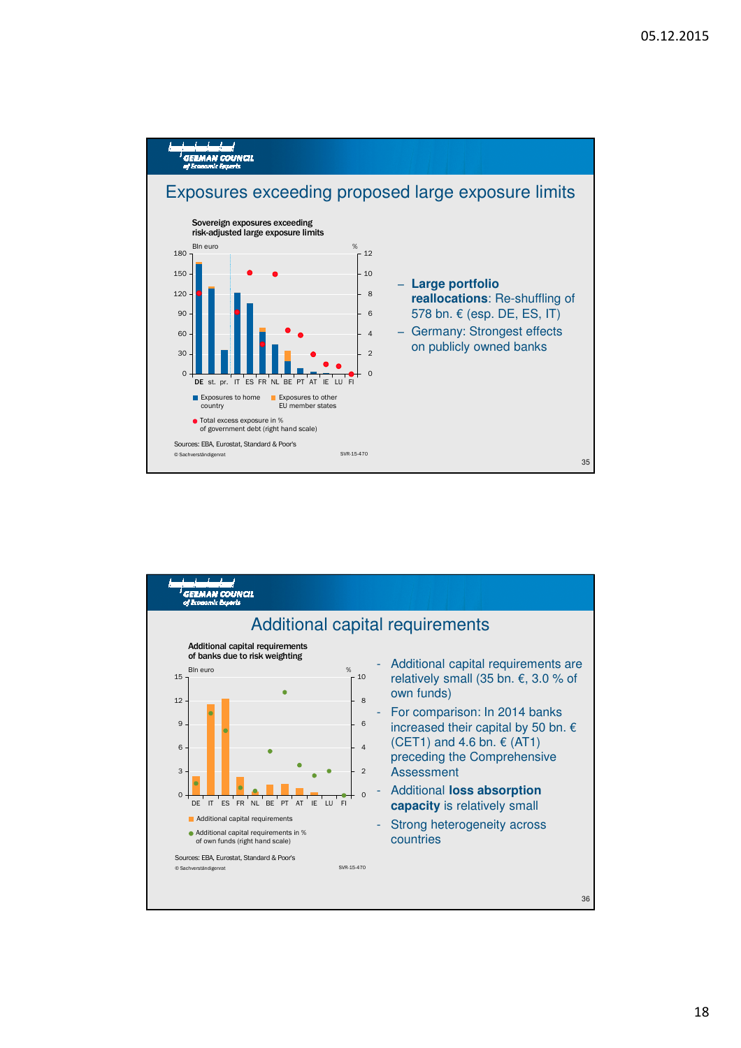## Exposures exceeding proposed large exposure limits

**Sovereign exposures exceeding risk-adjusted large exposure limits**

Bln euro | %

DE st. pr. IT ES FR NL BE PT AT IE LU FI

- Exposures to home country
- Exposures to other EU member states
- Total excess exposure in % of government debt (right hand scale)

Sources: EBA, Eurostat, Standard & Poor's

© Sachverständigenrat SVR-15-470

- **Large portfolio reallocations**: Re-shuffling of 578 bn. € (esp. DE, ES, IT)
- Germany: Strongest effects on publicly owned banks

## Additional capital requirements

**Additional capital requirements of banks due to risk weighting**

Bln euro | %

DE IT ES FR NL BE PT AT IE LU FI

- Additional capital requirements
- Additional capital requirements in % of own funds (right hand scale)

Sources: EBA, Eurostat, Standard & Poor's

© Sachverständigenrat SVR-15-470

- Additional capital requirements are relatively small (35 bn. €, 3.0 % of own funds)
- For comparison: In 2014 banks increased their capital by 50 bn. € (CET1) and 4.6 bn. € (AT1) preceding the Comprehensive Assessment
- Additional **loss absorption capacity** is relatively small
- Strong heterogeneity across countries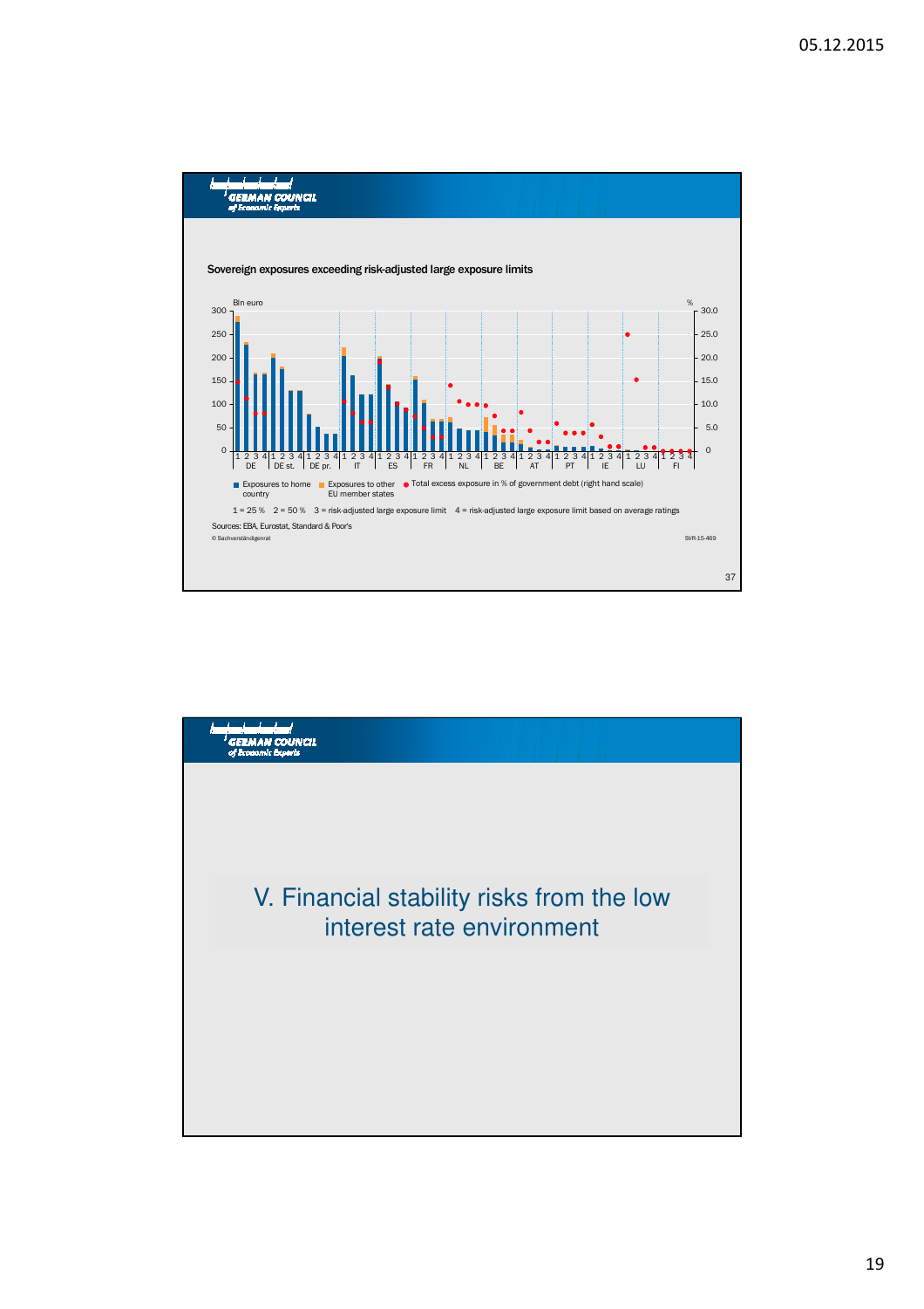## Sovereign exposures exceeding risk-adjusted large exposure limits

Bln euro | %

■ Exposures to home country ■ Exposures to other EU member states ● Total excess exposure in % of government debt (right hand scale)

1 = 25 %  2 = 50 %  3 = risk-adjusted large exposure limit  4 = risk-adjusted large exposure limit based on average ratings

Sources: EBA, Eurostat, Standard & Poor's

© Sachverständigenrat  SVR-15-469

---

# V. Financial stability risks from the low interest rate environment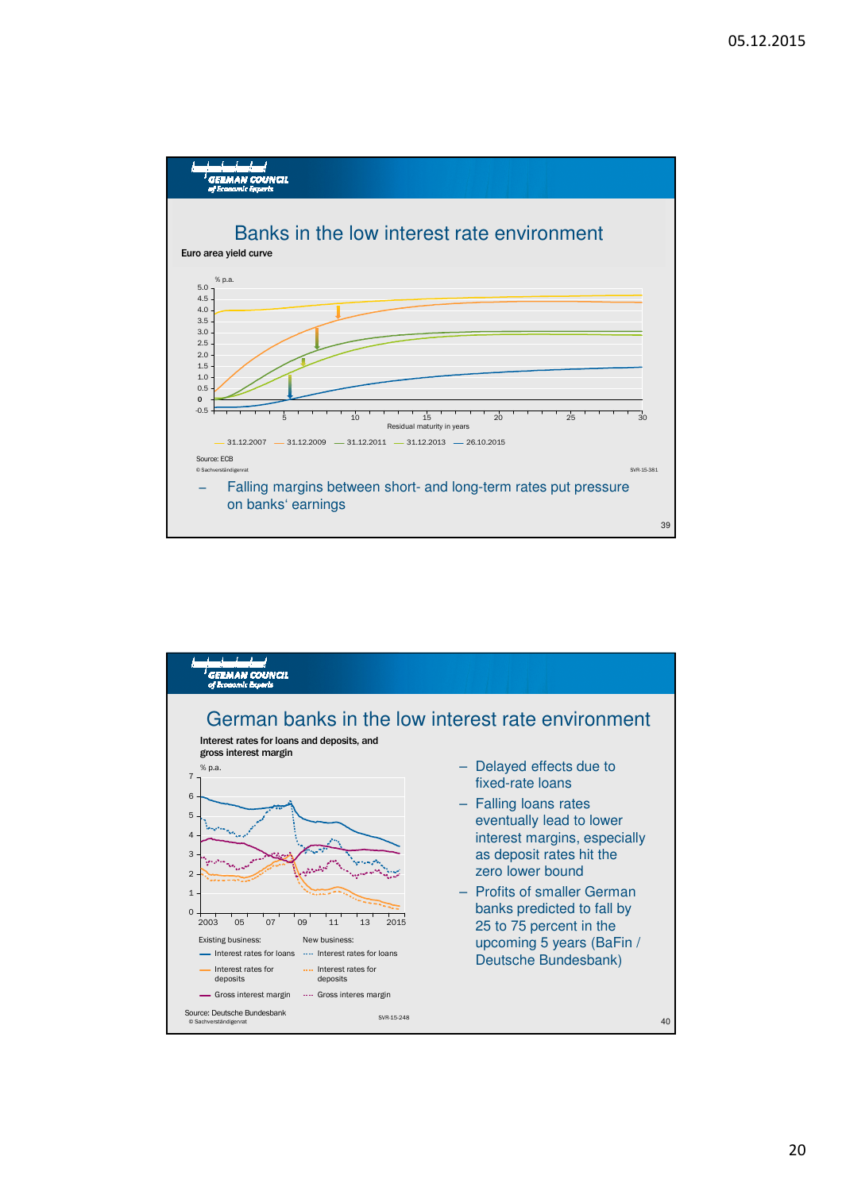## Banks in the low interest rate environment

Euro area yield curve

% p.a.

Residual maturity in years

— 31.12.2007 — 31.12.2009 — 31.12.2011 — 31.12.2013 — 26.10.2015

Source: ECB

© Sachverständigenrat SVR-15-381

- Falling margins between short- and long-term rates put pressure on banks' earnings

## German banks in the low interest rate environment

Interest rates for loans and deposits, and gross interest margin

% p.a.

Existing business:
- Interest rates for loans
- Interest rates for deposits
- Gross interest margin

New business:
- Interest rates for loans
- Interest rates for deposits
- Gross interes margin

Source: Deutsche Bundesbank

© Sachverständigenrat SVR-15-248

- Delayed effects due to fixed-rate loans
- Falling loans rates eventually lead to lower interest margins, especially as deposit rates hit the zero lower bound
- Profits of smaller German banks predicted to fall by 25 to 75 percent in the upcoming 5 years (BaFin / Deutsche Bundesbank)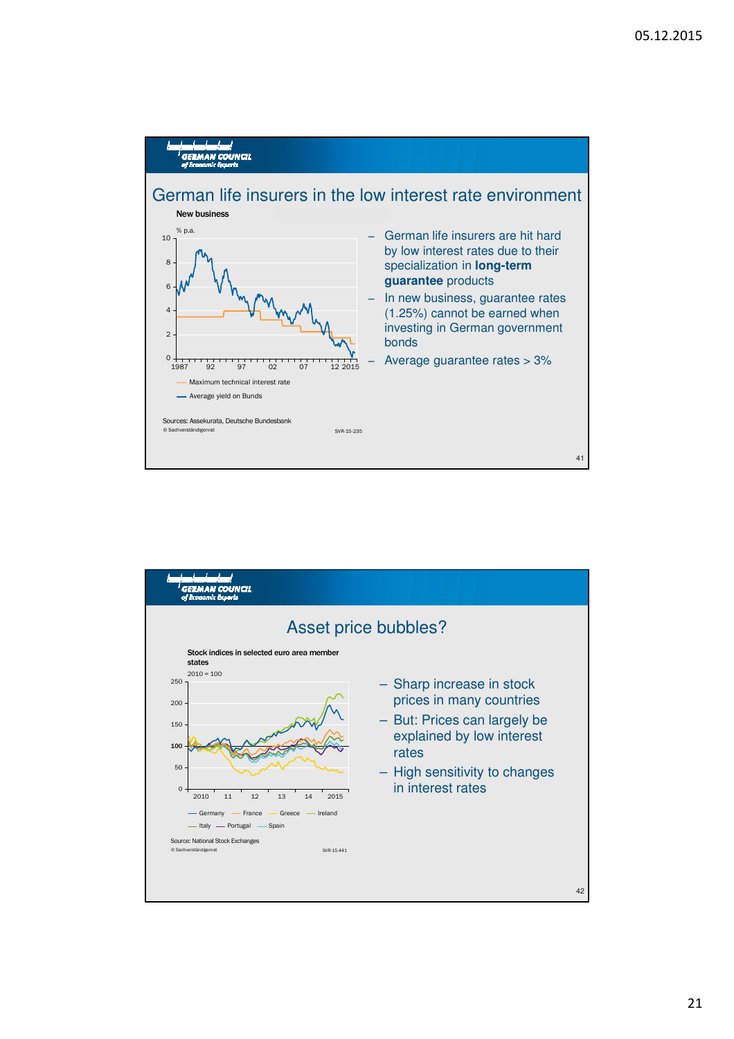## German life insurers in the low interest rate environment

New business

% p.a.

Maximum technical interest rate

Average yield on Bunds

Sources: Assekurata, Deutsche Bundesbank

© Sachverständigenrat SVR-15-235

- German life insurers are hit hard by low interest rates due to their specialization in **long-term guarantee** products
- In new business, guarantee rates (1.25%) cannot be earned when investing in German government bonds
- Average guarantee rates > 3%

41

## Asset price bubbles?

Stock indices in selected euro area member states

2010 = 100

Germany, France, Greece, Ireland, Italy, Portugal, Spain

Source: National Stock Exchanges

© Sachverständigenrat SVR-15-441

- Sharp increase in stock prices in many countries
- But: Prices can largely be explained by low interest rates
- High sensitivity to changes in interest rates

42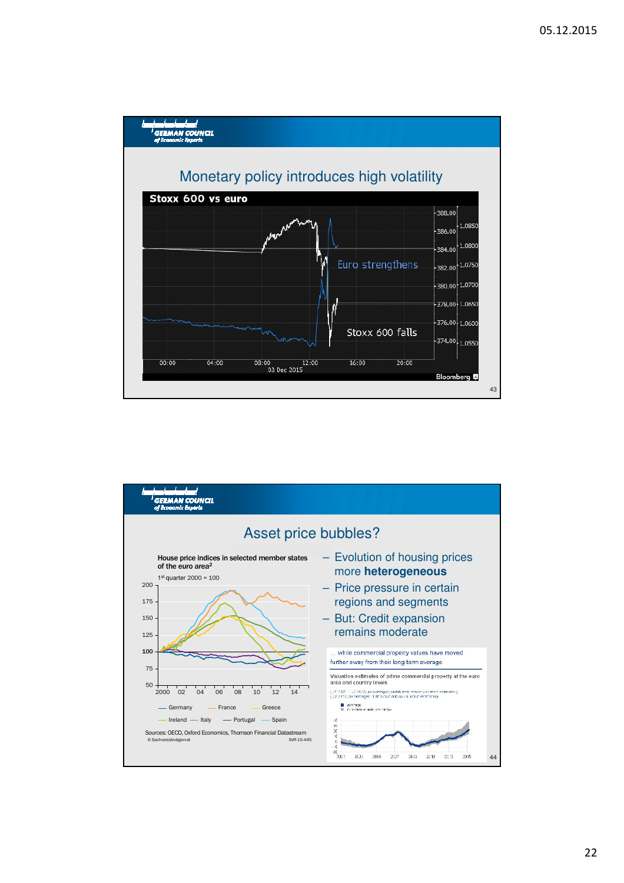GERMAN COUNCIL of Economic Experts

## Monetary policy introduces high volatility

**Stoxx 600 vs euro**

Euro strengthens

Stoxx 600 falls

03 Dec 2015

Bloomberg

GERMAN COUNCIL of Economic Experts

## Asset price bubbles?

House price indices in selected member states of the euro area[2]

1st quarter 2000 = 100

Germany, France, Greece, Ireland, Italy, Portugal, Spain

Sources: OECD, Oxford Economics, Thomson Financial Datastream

© Sachverständigenrat SVR-15-445

- Evolution of housing prices more **heterogeneous**
- Price pressure in certain regions and segments
- But: Credit expansion remains moderate

... while commercial property values have moved further away from their long-term average

Valuation estimates of prime commercial property at the euro area and country levels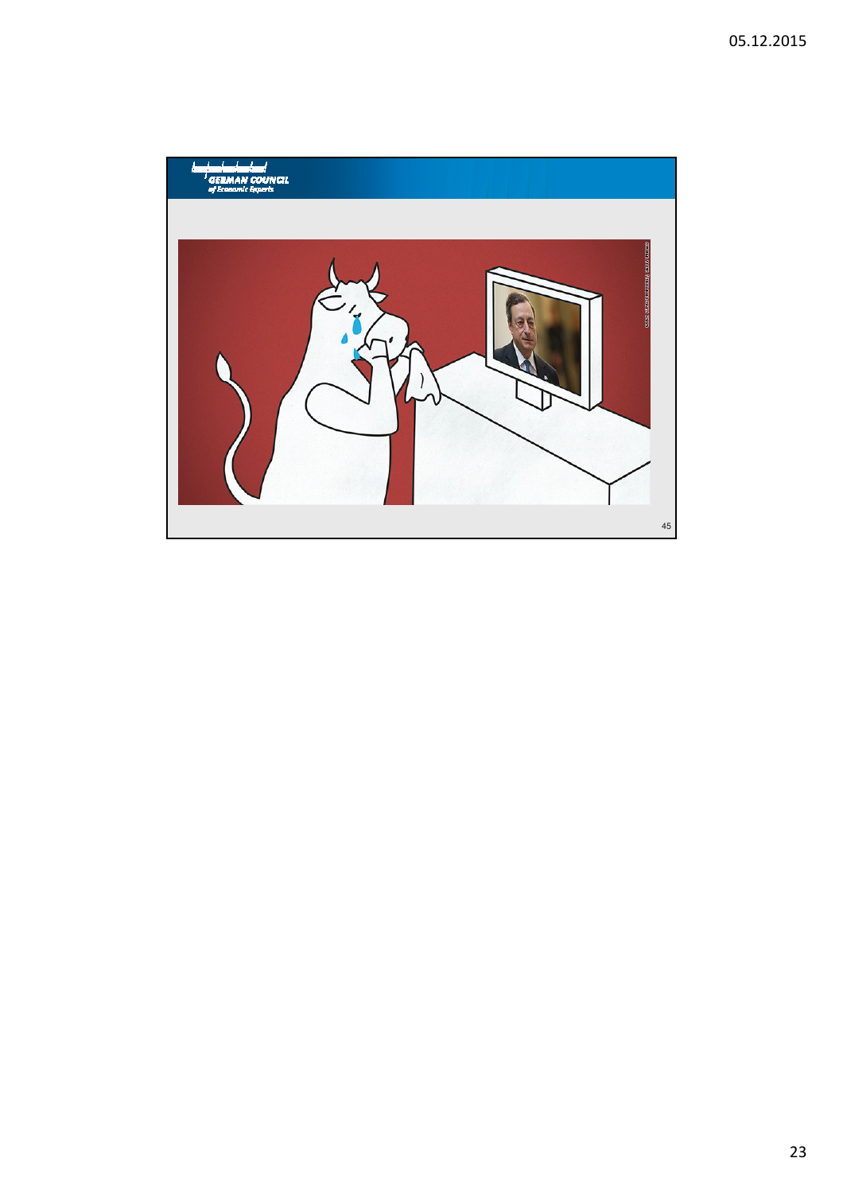GERMAN COUNCIL
of Economic Experts